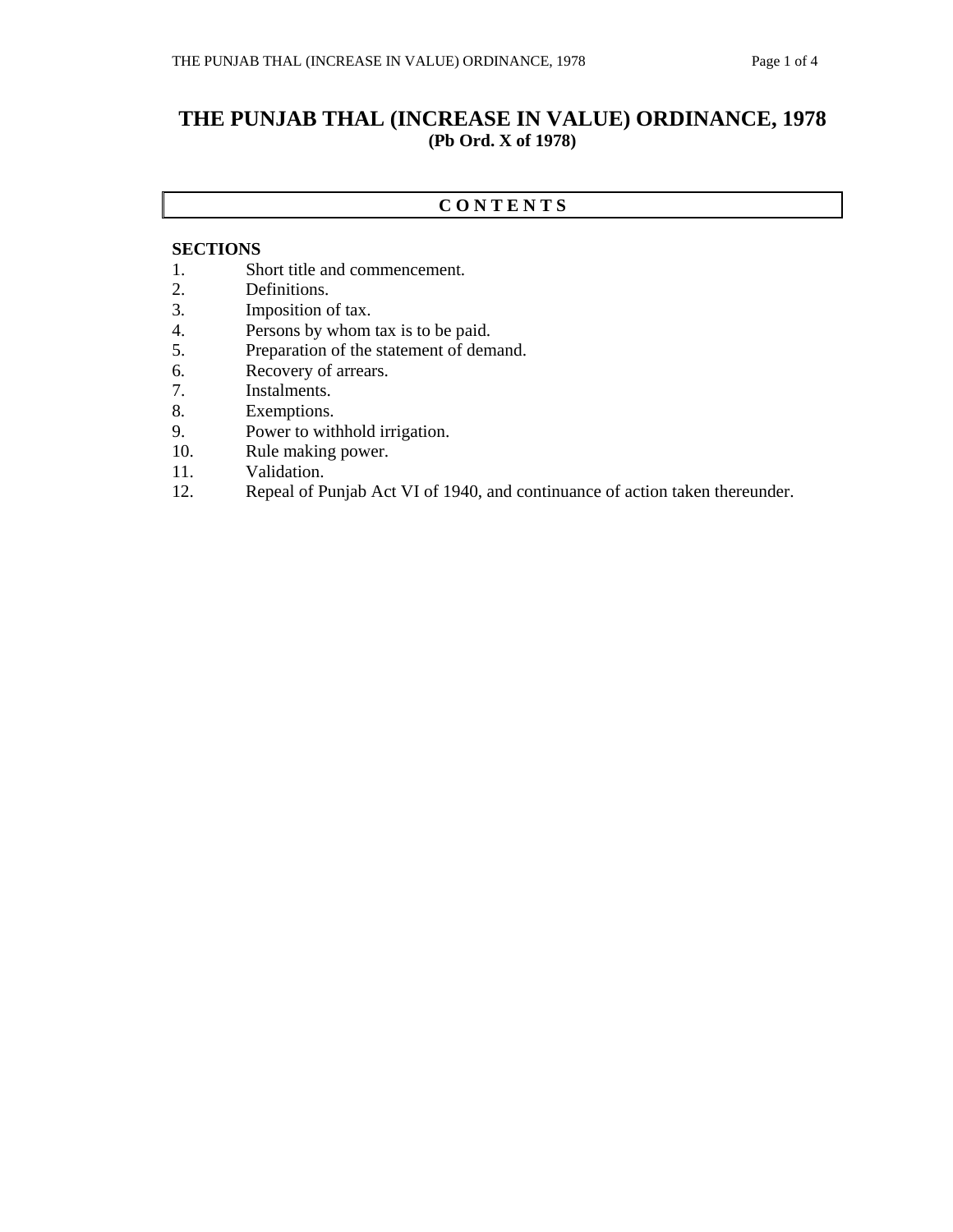# THE PUNJAB THAL (INCREASE IN VALUE) ORDINANCE, 1978

**(Pb Ord. X of 1978)**

## C O N T E N T S

**SECTIONS**

1. Short title and commencement.
2. Definitions.
3. Imposition of tax.
4. Persons by whom tax is to be paid.
5. Preparation of the statement of demand.
6. Recovery of arrears.
7. Instalments.
8. Exemptions.
9. Power to withhold irrigation.
10. Rule making power.
11. Validation.
12. Repeal of Punjab Act VI of 1940, and continuance of action taken thereunder.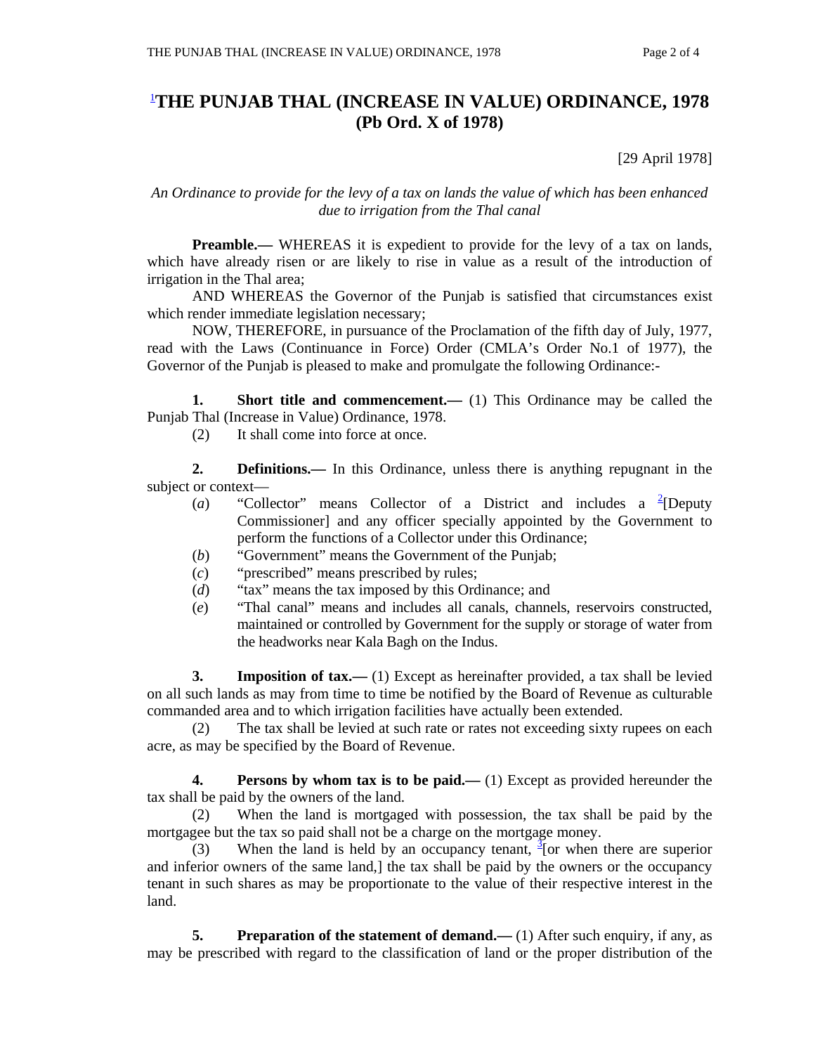# [1]THE PUNJAB THAL (INCREASE IN VALUE) ORDINANCE, 1978
## (Pb Ord. X of 1978)

[29 April 1978]

*An Ordinance to provide for the levy of a tax on lands the value of which has been enhanced due to irrigation from the Thal canal*

**Preamble.—** WHEREAS it is expedient to provide for the levy of a tax on lands, which have already risen or are likely to rise in value as a result of the introduction of irrigation in the Thal area;

AND WHEREAS the Governor of the Punjab is satisfied that circumstances exist which render immediate legislation necessary;

NOW, THEREFORE, in pursuance of the Proclamation of the fifth day of July, 1977, read with the Laws (Continuance in Force) Order (CMLA's Order No.1 of 1977), the Governor of the Punjab is pleased to make and promulgate the following Ordinance:-

**1. Short title and commencement.—** (1) This Ordinance may be called the Punjab Thal (Increase in Value) Ordinance, 1978.

(2) It shall come into force at once.

**2. Definitions.—** In this Ordinance, unless there is anything repugnant in the subject or context—

(*a*) "Collector" means Collector of a District and includes a [2][Deputy Commissioner] and any officer specially appointed by the Government to perform the functions of a Collector under this Ordinance;

(*b*) "Government" means the Government of the Punjab;

(*c*) "prescribed" means prescribed by rules;

(*d*) "tax" means the tax imposed by this Ordinance; and

(*e*) "Thal canal" means and includes all canals, channels, reservoirs constructed, maintained or controlled by Government for the supply or storage of water from the headworks near Kala Bagh on the Indus.

**3. Imposition of tax.—** (1) Except as hereinafter provided, a tax shall be levied on all such lands as may from time to time be notified by the Board of Revenue as culturable commanded area and to which irrigation facilities have actually been extended.

(2) The tax shall be levied at such rate or rates not exceeding sixty rupees on each acre, as may be specified by the Board of Revenue.

**4. Persons by whom tax is to be paid.—** (1) Except as provided hereunder the tax shall be paid by the owners of the land.

(2) When the land is mortgaged with possession, the tax shall be paid by the mortgagee but the tax so paid shall not be a charge on the mortgage money.

(3) When the land is held by an occupancy tenant, [3][or when there are superior and inferior owners of the same land,] the tax shall be paid by the owners or the occupancy tenant in such shares as may be proportionate to the value of their respective interest in the land.

**5. Preparation of the statement of demand.—** (1) After such enquiry, if any, as may be prescribed with regard to the classification of land or the proper distribution of the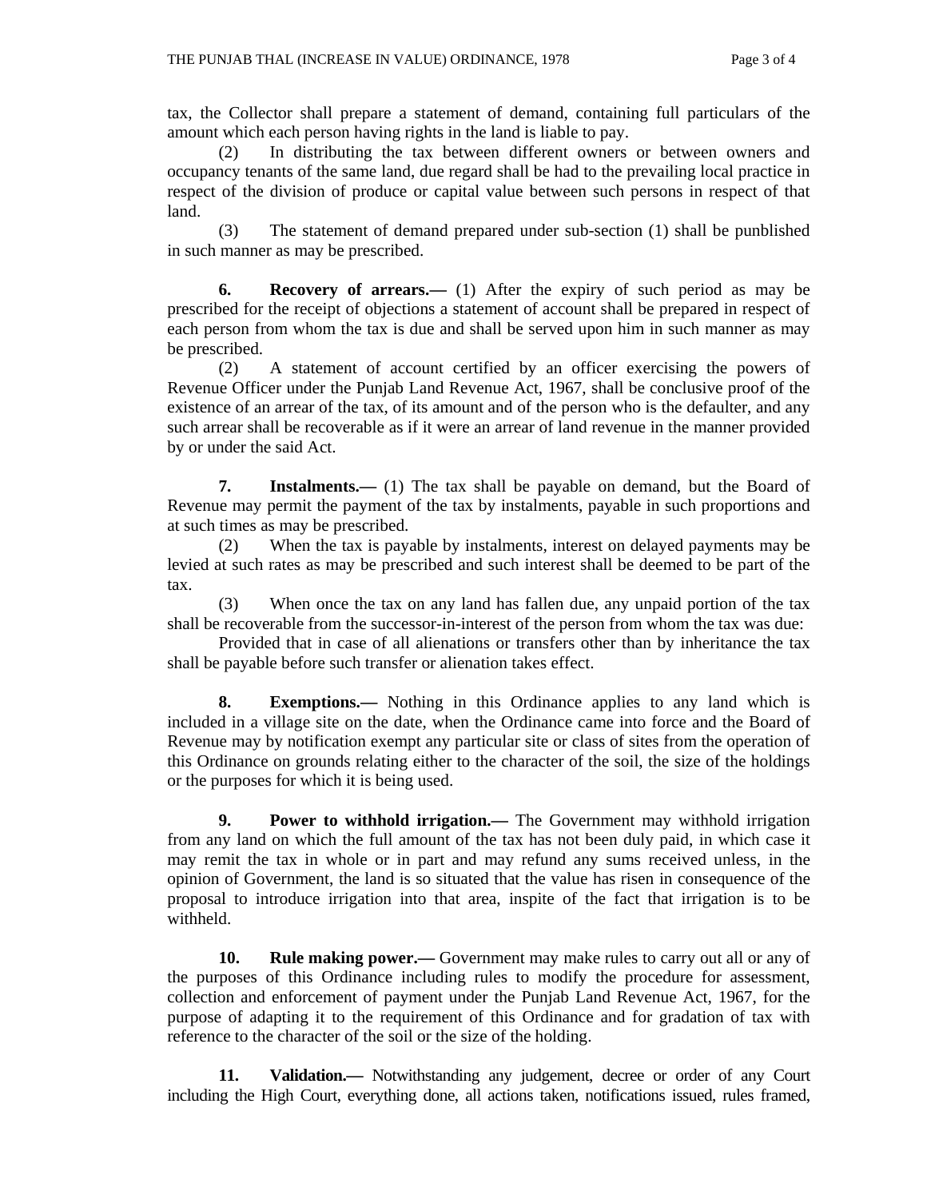tax, the Collector shall prepare a statement of demand, containing full particulars of the amount which each person having rights in the land is liable to pay.

(2) In distributing the tax between different owners or between owners and occupancy tenants of the same land, due regard shall be had to the prevailing local practice in respect of the division of produce or capital value between such persons in respect of that land.

(3) The statement of demand prepared under sub-section (1) shall be punblished in such manner as may be prescribed.

**6. Recovery of arrears.—** (1) After the expiry of such period as may be prescribed for the receipt of objections a statement of account shall be prepared in respect of each person from whom the tax is due and shall be served upon him in such manner as may be prescribed.

(2) A statement of account certified by an officer exercising the powers of Revenue Officer under the Punjab Land Revenue Act, 1967, shall be conclusive proof of the existence of an arrear of the tax, of its amount and of the person who is the defaulter, and any such arrear shall be recoverable as if it were an arrear of land revenue in the manner provided by or under the said Act.

**7. Instalments.—** (1) The tax shall be payable on demand, but the Board of Revenue may permit the payment of the tax by instalments, payable in such proportions and at such times as may be prescribed.

(2) When the tax is payable by instalments, interest on delayed payments may be levied at such rates as may be prescribed and such interest shall be deemed to be part of the tax.

(3) When once the tax on any land has fallen due, any unpaid portion of the tax shall be recoverable from the successor-in-interest of the person from whom the tax was due:

Provided that in case of all alienations or transfers other than by inheritance the tax shall be payable before such transfer or alienation takes effect.

**8. Exemptions.—** Nothing in this Ordinance applies to any land which is included in a village site on the date, when the Ordinance came into force and the Board of Revenue may by notification exempt any particular site or class of sites from the operation of this Ordinance on grounds relating either to the character of the soil, the size of the holdings or the purposes for which it is being used.

**9. Power to withhold irrigation.—** The Government may withhold irrigation from any land on which the full amount of the tax has not been duly paid, in which case it may remit the tax in whole or in part and may refund any sums received unless, in the opinion of Government, the land is so situated that the value has risen in consequence of the proposal to introduce irrigation into that area, inspite of the fact that irrigation is to be withheld.

**10. Rule making power.—** Government may make rules to carry out all or any of the purposes of this Ordinance including rules to modify the procedure for assessment, collection and enforcement of payment under the Punjab Land Revenue Act, 1967, for the purpose of adapting it to the requirement of this Ordinance and for gradation of tax with reference to the character of the soil or the size of the holding.

**11. Validation.—** Notwithstanding any judgement, decree or order of any Court including the High Court, everything done, all actions taken, notifications issued, rules framed,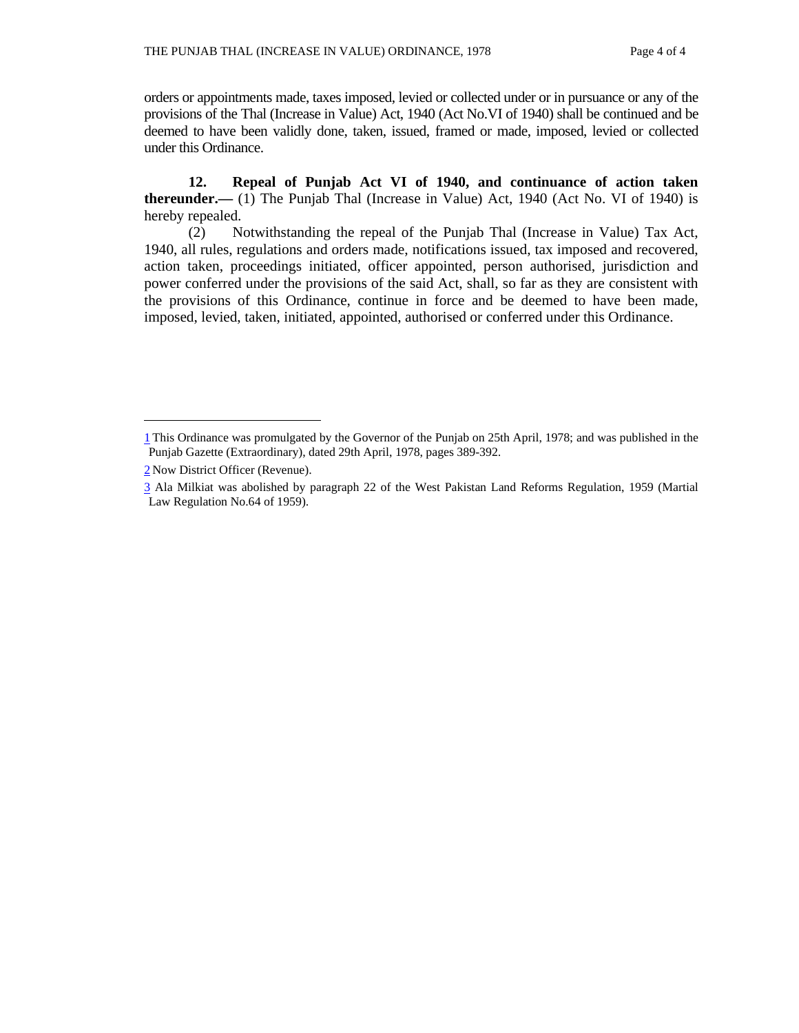orders or appointments made, taxes imposed, levied or collected under or in pursuance or any of the provisions of the Thal (Increase in Value) Act, 1940 (Act No.VI of 1940) shall be continued and be deemed to have been validly done, taken, issued, framed or made, imposed, levied or collected under this Ordinance.

**12. Repeal of Punjab Act VI of 1940, and continuance of action taken thereunder.—** (1) The Punjab Thal (Increase in Value) Act, 1940 (Act No. VI of 1940) is hereby repealed.

(2) Notwithstanding the repeal of the Punjab Thal (Increase in Value) Tax Act, 1940, all rules, regulations and orders made, notifications issued, tax imposed and recovered, action taken, proceedings initiated, officer appointed, person authorised, jurisdiction and power conferred under the provisions of the said Act, shall, so far as they are consistent with the provisions of this Ordinance, continue in force and be deemed to have been made, imposed, levied, taken, initiated, appointed, authorised or conferred under this Ordinance.

---

1 This Ordinance was promulgated by the Governor of the Punjab on 25th April, 1978; and was published in the Punjab Gazette (Extraordinary), dated 29th April, 1978, pages 389-392.

2 Now District Officer (Revenue).

3 Ala Milkiat was abolished by paragraph 22 of the West Pakistan Land Reforms Regulation, 1959 (Martial Law Regulation No.64 of 1959).